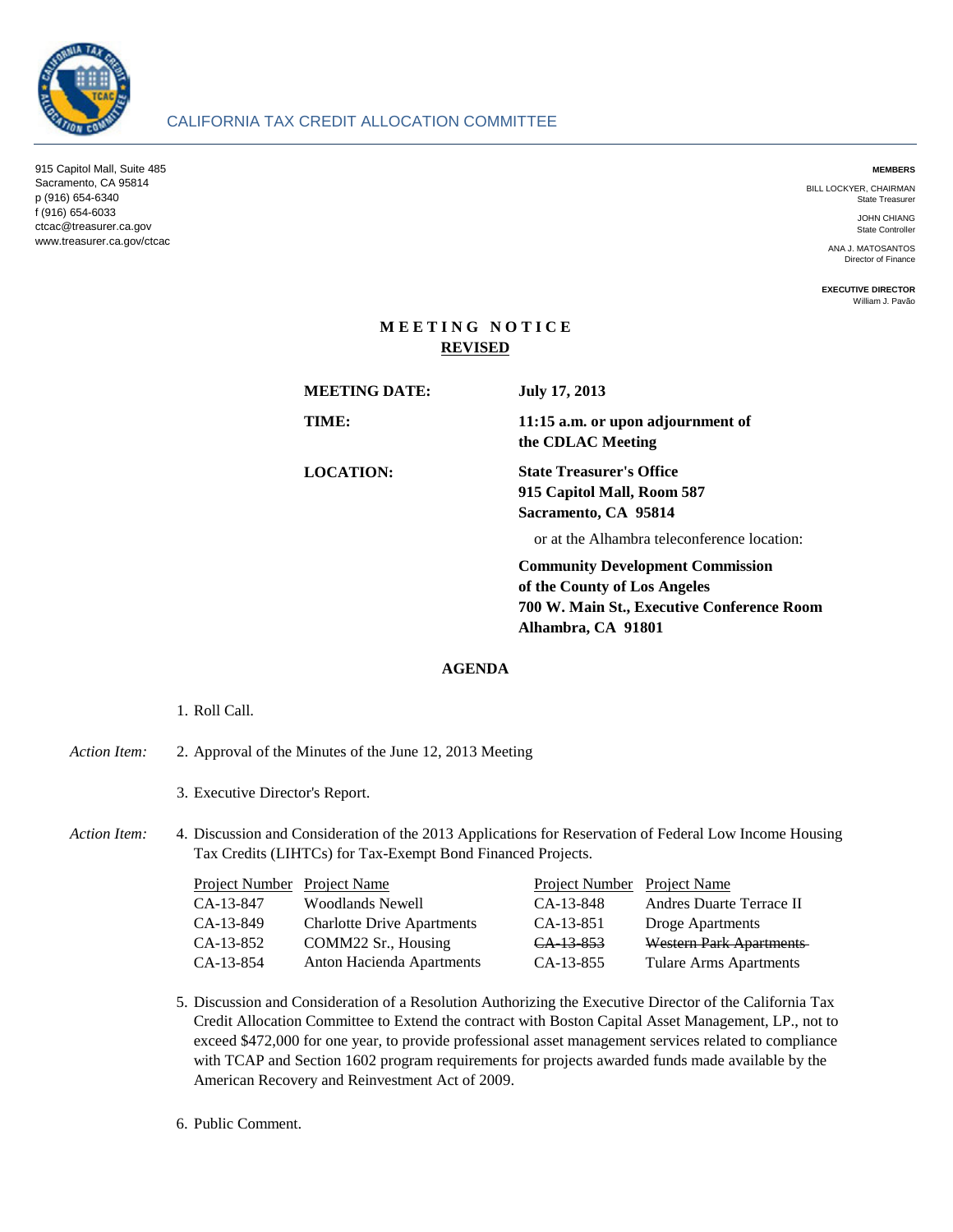# CALIFORNIA TAX CREDIT ALLOCATION COMMITTEE

915 Capitol Mall, Suite 485
Sacramento, CA 95814
p (916) 654-6340
f (916) 654-6033
ctcac@treasurer.ca.gov
www.treasurer.ca.gov/ctcac

**MEMBERS**

BILL LOCKYER, CHAIRMAN
State Treasurer

JOHN CHIANG
State Controller

ANA J. MATOSANTOS
Director of Finance

**EXECUTIVE DIRECTOR**
William J. Pavão

## MEETING NOTICE

**REVISED**

**MEETING DATE:** **July 17, 2013**

**TIME:** **11:15 a.m. or upon adjournment of the CDLAC Meeting**

**LOCATION:** **State Treasurer's Office**
**915 Capitol Mall, Room 587**
**Sacramento, CA 95814**

or at the Alhambra teleconference location:

**Community Development Commission**
**of the County of Los Angeles**
**700 W. Main St., Executive Conference Room**
**Alhambra, CA 91801**

## AGENDA

1. Roll Call.

*Action Item:* 2. Approval of the Minutes of the June 12, 2013 Meeting

3. Executive Director's Report.

*Action Item:* 4. Discussion and Consideration of the 2013 Applications for Reservation of Federal Low Income Housing Tax Credits (LIHTCs) for Tax-Exempt Bond Financed Projects.

| Project Number | Project Name | Project Number | Project Name |
|---|---|---|---|
| CA-13-847 | Woodlands Newell | CA-13-848 | Andres Duarte Terrace II |
| CA-13-849 | Charlotte Drive Apartments | CA-13-851 | Droge Apartments |
| CA-13-852 | COMM22 Sr., Housing | ~~CA-13-853~~ | ~~Western Park Apartments~~ |
| CA-13-854 | Anton Hacienda Apartments | CA-13-855 | Tulare Arms Apartments |

5. Discussion and Consideration of a Resolution Authorizing the Executive Director of the California Tax Credit Allocation Committee to Extend the contract with Boston Capital Asset Management, LP., not to exceed $472,000 for one year, to provide professional asset management services related to compliance with TCAP and Section 1602 program requirements for projects awarded funds made available by the American Recovery and Reinvestment Act of 2009.

6. Public Comment.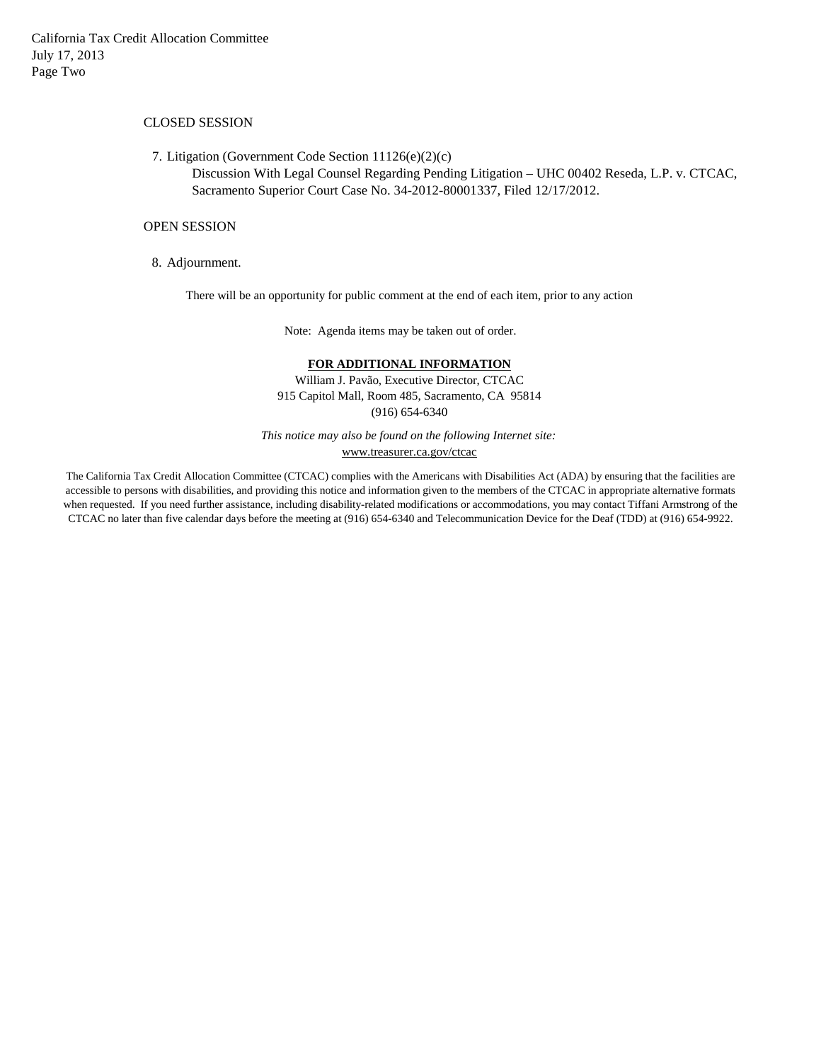CLOSED SESSION

7. Litigation (Government Code Section 11126(e)(2)(c)
   Discussion With Legal Counsel Regarding Pending Litigation – UHC 00402 Reseda, L.P. v. CTCAC, Sacramento Superior Court Case No. 34-2012-80001337, Filed 12/17/2012.

OPEN SESSION

8. Adjournment.

There will be an opportunity for public comment at the end of each item, prior to any action

Note: Agenda items may be taken out of order.

**FOR ADDITIONAL INFORMATION**

William J. Pavão, Executive Director, CTCAC
915 Capitol Mall, Room 485, Sacramento, CA 95814
(916) 654-6340

*This notice may also be found on the following Internet site:*
www.treasurer.ca.gov/ctcac

The California Tax Credit Allocation Committee (CTCAC) complies with the Americans with Disabilities Act (ADA) by ensuring that the facilities are accessible to persons with disabilities, and providing this notice and information given to the members of the CTCAC in appropriate alternative formats when requested. If you need further assistance, including disability-related modifications or accommodations, you may contact Tiffani Armstrong of the CTCAC no later than five calendar days before the meeting at (916) 654-6340 and Telecommunication Device for the Deaf (TDD) at (916) 654-9922.